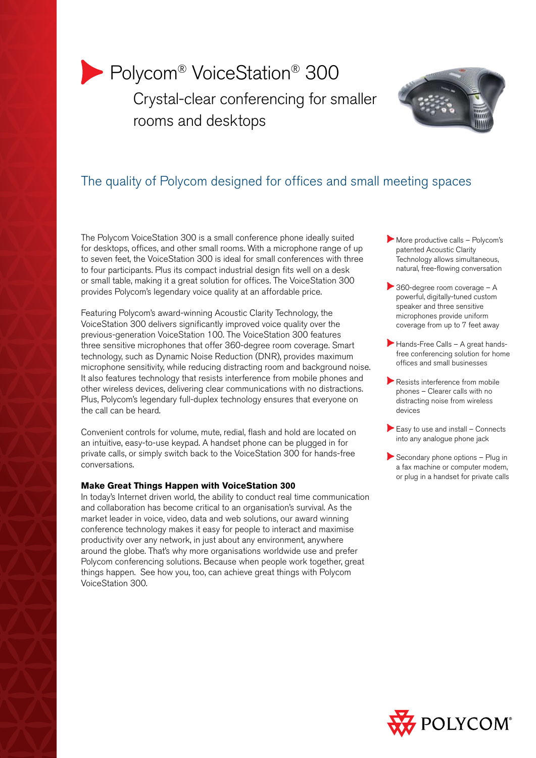# Polycom® VoiceStation® 300

Crystal-clear conferencing for smaller rooms and desktops

## The quality of Polycom designed for offices and small meeting spaces

The Polycom VoiceStation 300 is a small conference phone ideally suited for desktops, offices, and other small rooms. With a microphone range of up to seven feet, the VoiceStation 300 is ideal for small conferences with three to four participants. Plus its compact industrial design fits well on a desk or small table, making it a great solution for offices. The VoiceStation 300 provides Polycom's legendary voice quality at an affordable price.

Featuring Polycom's award-winning Acoustic Clarity Technology, the VoiceStation 300 delivers significantly improved voice quality over the previous-generation VoiceStation 100. The VoiceStation 300 features three sensitive microphones that offer 360-degree room coverage. Smart technology, such as Dynamic Noise Reduction (DNR), provides maximum microphone sensitivity, while reducing distracting room and background noise. It also features technology that resists interference from mobile phones and other wireless devices, delivering clear communications with no distractions. Plus, Polycom's legendary full-duplex technology ensures that everyone on the call can be heard.

Convenient controls for volume, mute, redial, flash and hold are located on an intuitive, easy-to-use keypad. A handset phone can be plugged in for private calls, or simply switch back to the VoiceStation 300 for hands-free conversations.

**Make Great Things Happen with VoiceStation 300**

In today's Internet driven world, the ability to conduct real time communication and collaboration has become critical to an organisation's survival. As the market leader in voice, video, data and web solutions, our award winning conference technology makes it easy for people to interact and maximise productivity over any network, in just about any environment, anywhere around the globe. That's why more organisations worldwide use and prefer Polycom conferencing solutions. Because when people work together, great things happen. See how you, too, can achieve great things with Polycom VoiceStation 300.

- More productive calls – Polycom's patented Acoustic Clarity Technology allows simultaneous, natural, free-flowing conversation
- 360-degree room coverage – A powerful, digitally-tuned custom speaker and three sensitive microphones provide uniform coverage from up to 7 feet away
- Hands-Free Calls – A great hands-free conferencing solution for home offices and small businesses
- Resists interference from mobile phones – Clearer calls with no distracting noise from wireless devices
- Easy to use and install – Connects into any analogue phone jack
- Secondary phone options – Plug in a fax machine or computer modem, or plug in a handset for private calls

POLYCOM®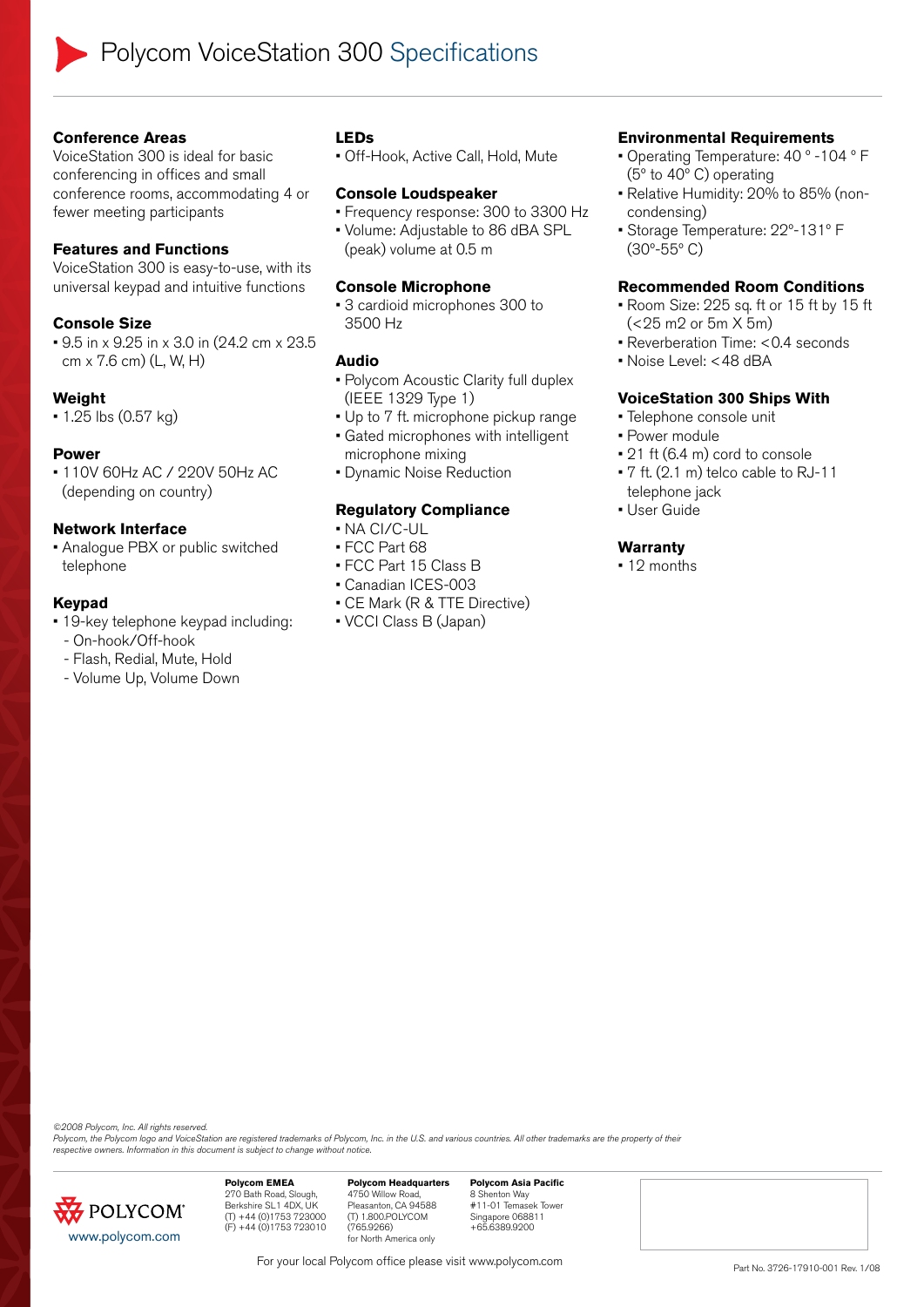# Polycom VoiceStation 300 Specifications

**Conference Areas**

VoiceStation 300 is ideal for basic conferencing in offices and small conference rooms, accommodating 4 or fewer meeting participants

**Features and Functions**

VoiceStation 300 is easy-to-use, with its universal keypad and intuitive functions

**Console Size**

- 9.5 in x 9.25 in x 3.0 in (24.2 cm x 23.5 cm x 7.6 cm) (L, W, H)

**Weight**

- 1.25 lbs (0.57 kg)

**Power**

- 110V 60Hz AC / 220V 50Hz AC (depending on country)

**Network Interface**

- Analogue PBX or public switched telephone

**Keypad**

- 19-key telephone keypad including:
  - On-hook/Off-hook
  - Flash, Redial, Mute, Hold
  - Volume Up, Volume Down

**LEDs**

- Off-Hook, Active Call, Hold, Mute

**Console Loudspeaker**

- Frequency response: 300 to 3300 Hz
- Volume: Adjustable to 86 dBA SPL (peak) volume at 0.5 m

**Console Microphone**

- 3 cardioid microphones 300 to 3500 Hz

**Audio**

- Polycom Acoustic Clarity full duplex (IEEE 1329 Type 1)
- Up to 7 ft. microphone pickup range
- Gated microphones with intelligent microphone mixing
- Dynamic Noise Reduction

**Regulatory Compliance**

- NA CI/C-UL
- FCC Part 68
- FCC Part 15 Class B
- Canadian ICES-003
- CE Mark (R & TTE Directive)
- VCCI Class B (Japan)

**Environmental Requirements**

- Operating Temperature: 40 ° -104 ° F (5° to 40° C) operating
- Relative Humidity: 20% to 85% (non-condensing)
- Storage Temperature: 22°-131° F (30°-55° C)

**Recommended Room Conditions**

- Room Size: 225 sq. ft or 15 ft by 15 ft (<25 m2 or 5m X 5m)
- Reverberation Time: <0.4 seconds
- Noise Level: <48 dBA

**VoiceStation 300 Ships With**

- Telephone console unit
- Power module
- 21 ft (6.4 m) cord to console
- 7 ft. (2.1 m) telco cable to RJ-11 telephone jack
- User Guide

**Warranty**

- 12 months

*©2008 Polycom, Inc. All rights reserved.*
*Polycom, the Polycom logo and VoiceStation are registered trademarks of Polycom, Inc. in the U.S. and various countries. All other trademarks are the property of their respective owners. Information in this document is subject to change without notice.*

POLYCOM
www.polycom.com

**Polycom EMEA**
270 Bath Road, Slough, Berkshire SL1 4DX, UK
(T) +44 (0)1753 723000
(F) +44 (0)1753 723010

**Polycom Headquarters**
4750 Willow Road, Pleasanton, CA 94588
(T) 1.800.POLYCOM (765.9266)
for North America only

**Polycom Asia Pacific**
8 Shenton Way
#11-01 Temasek Tower
Singapore 068811
+65.6389.9200

For your local Polycom office please visit www.polycom.com

Part No. 3726-17910-001 Rev. 1/08